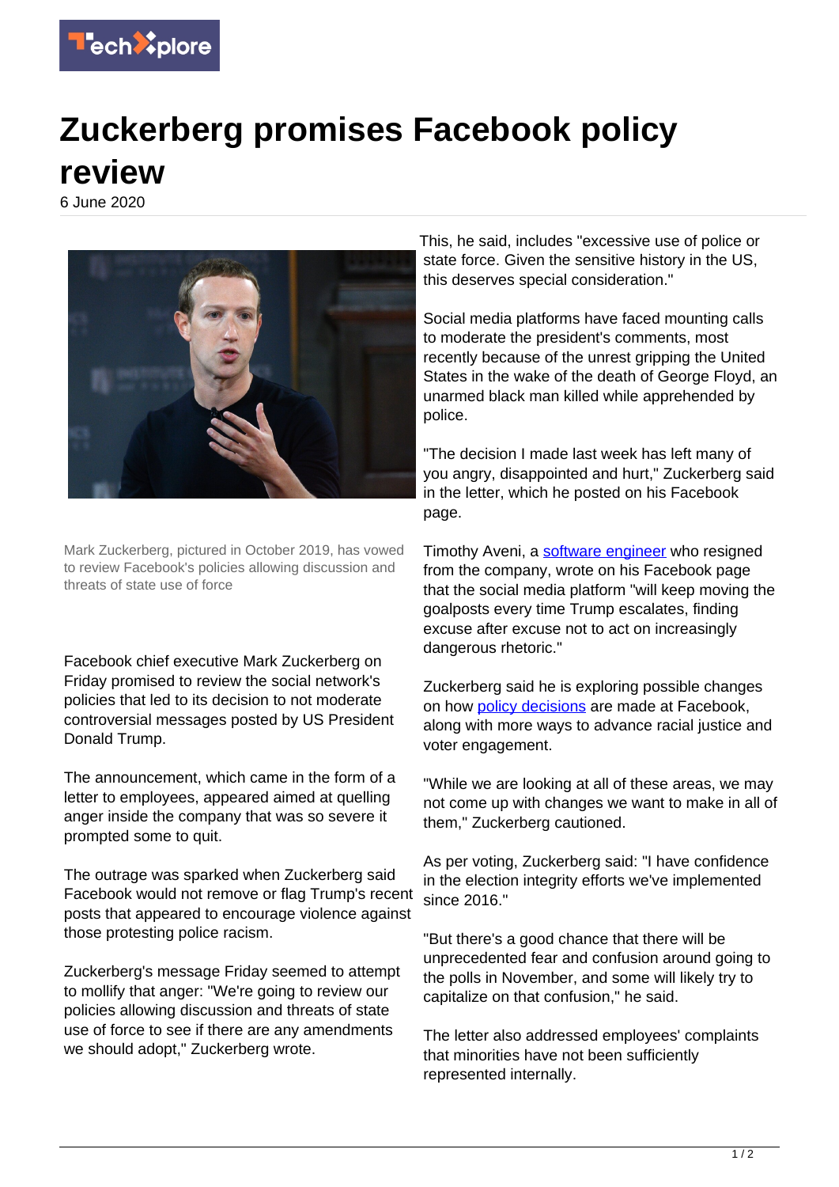# Zuckerberg promises Facebook policy review

6 June 2020

Mark Zuckerberg, pictured in October 2019, has vowed to review Facebook's policies allowing discussion and threats of state use of force

Facebook chief executive Mark Zuckerberg on Friday promised to review the social network's policies that led to its decision to not moderate controversial messages posted by US President Donald Trump.

The announcement, which came in the form of a letter to employees, appeared aimed at quelling anger inside the company that was so severe it prompted some to quit.

The outrage was sparked when Zuckerberg said Facebook would not remove or flag Trump's recent posts that appeared to encourage violence against those protesting police racism.

Zuckerberg's message Friday seemed to attempt to mollify that anger: "We're going to review our policies allowing discussion and threats of state use of force to see if there are any amendments we should adopt," Zuckerberg wrote.

This, he said, includes "excessive use of police or state force. Given the sensitive history in the US, this deserves special consideration."

Social media platforms have faced mounting calls to moderate the president's comments, most recently because of the unrest gripping the United States in the wake of the death of George Floyd, an unarmed black man killed while apprehended by police.

"The decision I made last week has left many of you angry, disappointed and hurt," Zuckerberg said in the letter, which he posted on his Facebook page.

Timothy Aveni, a software engineer who resigned from the company, wrote on his Facebook page that the social media platform "will keep moving the goalposts every time Trump escalates, finding excuse after excuse not to act on increasingly dangerous rhetoric."

Zuckerberg said he is exploring possible changes on how policy decisions are made at Facebook, along with more ways to advance racial justice and voter engagement.

"While we are looking at all of these areas, we may not come up with changes we want to make in all of them," Zuckerberg cautioned.

As per voting, Zuckerberg said: "I have confidence in the election integrity efforts we've implemented since 2016."

"But there's a good chance that there will be unprecedented fear and confusion around going to the polls in November, and some will likely try to capitalize on that confusion," he said.

The letter also addressed employees' complaints that minorities have not been sufficiently represented internally.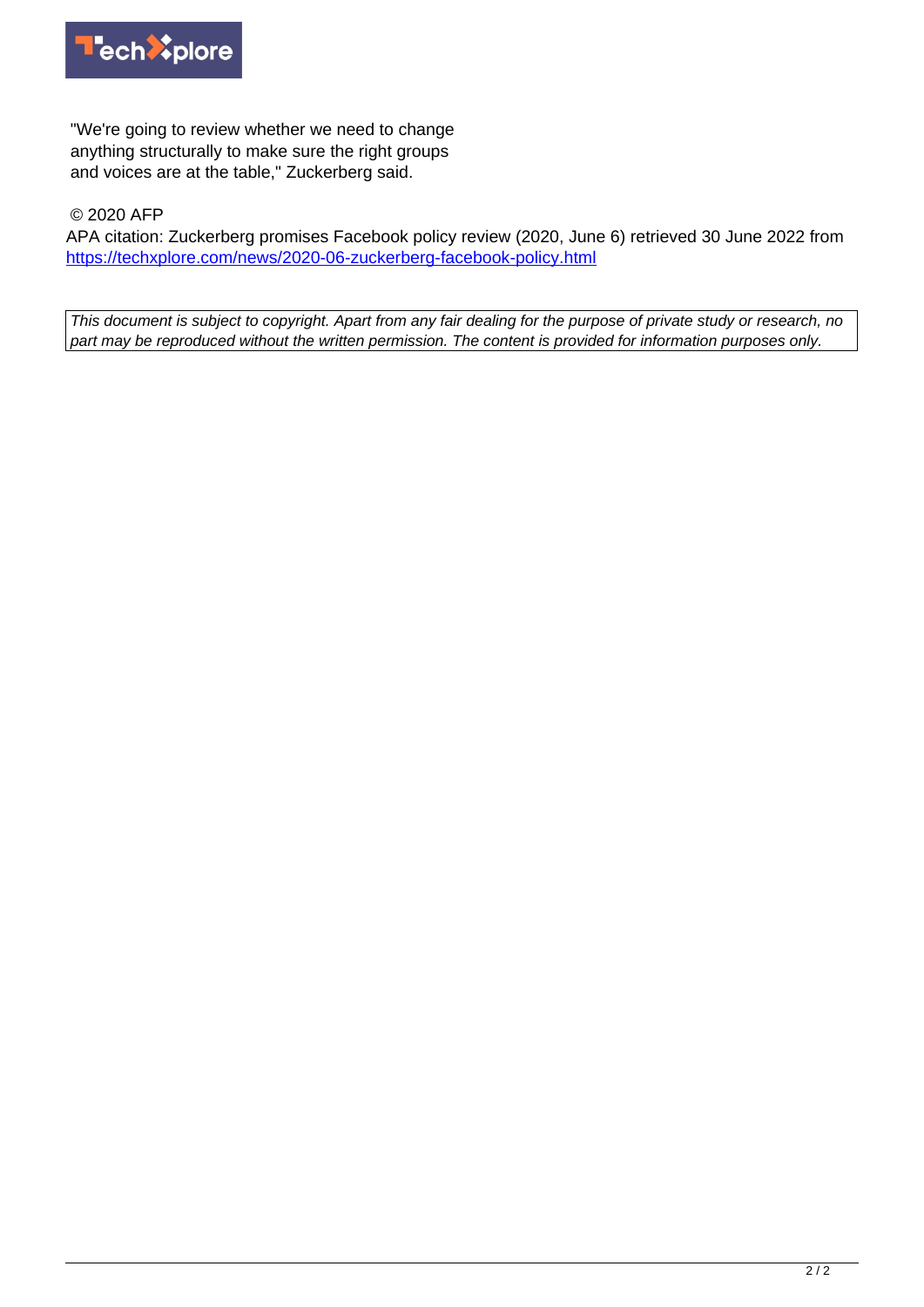"We're going to review whether we need to change anything structurally to make sure the right groups and voices are at the table," Zuckerberg said.

© 2020 AFP

APA citation: Zuckerberg promises Facebook policy review (2020, June 6) retrieved 30 June 2022 from https://techxplore.com/news/2020-06-zuckerberg-facebook-policy.html

*This document is subject to copyright. Apart from any fair dealing for the purpose of private study or research, no part may be reproduced without the written permission. The content is provided for information purposes only.*